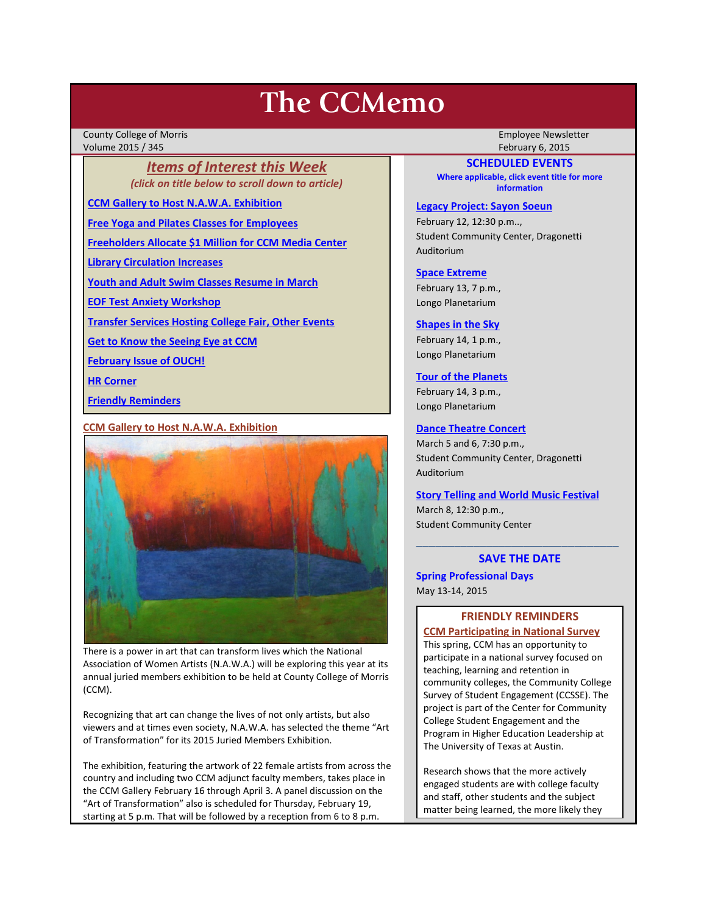# The CCMemo

County College of Morris
Volume 2015 / 345

Employee Newsletter
February 6, 2015

## *Items of Interest this Week*

*(click on title below to scroll down to article)*

- CCM Gallery to Host N.A.W.A. Exhibition
- Free Yoga and Pilates Classes for Employees
- Freeholders Allocate $1 Million for CCM Media Center
- Library Circulation Increases
- Youth and Adult Swim Classes Resume in March
- EOF Test Anxiety Workshop
- Transfer Services Hosting College Fair, Other Events
- Get to Know the Seeing Eye at CCM
- February Issue of OUCH!
- HR Corner
- Friendly Reminders

### CCM Gallery to Host N.A.W.A. Exhibition

There is a power in art that can transform lives which the National Association of Women Artists (N.A.W.A.) will be exploring this year at its annual juried members exhibition to be held at County College of Morris (CCM).

Recognizing that art can change the lives of not only artists, but also viewers and at times even society, N.A.W.A. has selected the theme "Art of Transformation" for its 2015 Juried Members Exhibition.

The exhibition, featuring the artwork of 22 female artists from across the country and including two CCM adjunct faculty members, takes place in the CCM Gallery February 16 through April 3. A panel discussion on the "Art of Transformation" also is scheduled for Thursday, February 19, starting at 5 p.m. That will be followed by a reception from 6 to 8 p.m.

## SCHEDULED EVENTS

**Where applicable, click event title for more information**

**Legacy Project: Sayon Soeun**
February 12, 12:30 p.m.,
Student Community Center, Dragonetti Auditorium

**Space Extreme**
February 13, 7 p.m.,
Longo Planetarium

**Shapes in the Sky**
February 14, 1 p.m.,
Longo Planetarium

**Tour of the Planets**
February 14, 3 p.m.,
Longo Planetarium

**Dance Theatre Concert**
March 5 and 6, 7:30 p.m.,
Student Community Center, Dragonetti Auditorium

**Story Telling and World Music Festival**
March 8, 12:30 p.m.,
Student Community Center

---

## SAVE THE DATE

**Spring Professional Days**
May 13-14, 2015

## FRIENDLY REMINDERS

**CCM Participating in National Survey**

This spring, CCM has an opportunity to participate in a national survey focused on teaching, learning and retention in community colleges, the Community College Survey of Student Engagement (CCSSE). The project is part of the Center for Community College Student Engagement and the Program in Higher Education Leadership at The University of Texas at Austin.

Research shows that the more actively engaged students are with college faculty and staff, other students and the subject matter being learned, the more likely they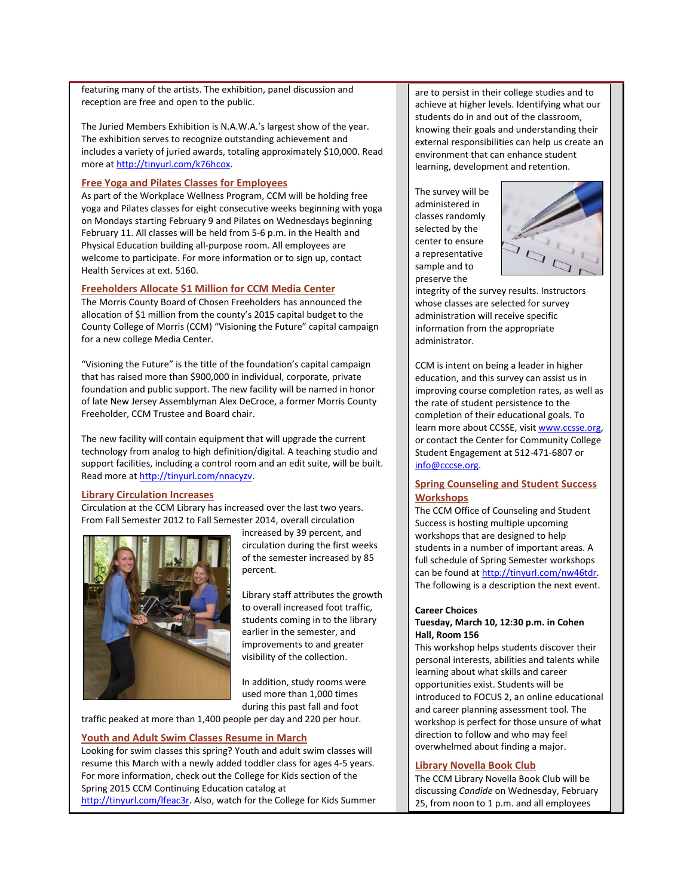featuring many of the artists. The exhibition, panel discussion and reception are free and open to the public.

The Juried Members Exhibition is N.A.W.A.'s largest show of the year. The exhibition serves to recognize outstanding achievement and includes a variety of juried awards, totaling approximately $10,000. Read more at http://tinyurl.com/k76hcox.

## Free Yoga and Pilates Classes for Employees

As part of the Workplace Wellness Program, CCM will be holding free yoga and Pilates classes for eight consecutive weeks beginning with yoga on Mondays starting February 9 and Pilates on Wednesdays beginning February 11. All classes will be held from 5-6 p.m. in the Health and Physical Education building all-purpose room. All employees are welcome to participate. For more information or to sign up, contact Health Services at ext. 5160.

## Freeholders Allocate $1 Million for CCM Media Center

The Morris County Board of Chosen Freeholders has announced the allocation of $1 million from the county's 2015 capital budget to the County College of Morris (CCM) "Visioning the Future" capital campaign for a new college Media Center.

"Visioning the Future" is the title of the foundation's capital campaign that has raised more than $900,000 in individual, corporate, private foundation and public support. The new facility will be named in honor of late New Jersey Assemblyman Alex DeCroce, a former Morris County Freeholder, CCM Trustee and Board chair.

The new facility will contain equipment that will upgrade the current technology from analog to high definition/digital. A teaching studio and support facilities, including a control room and an edit suite, will be built. Read more at http://tinyurl.com/nnacyzv.

## Library Circulation Increases

Circulation at the CCM Library has increased over the last two years. From Fall Semester 2012 to Fall Semester 2014, overall circulation increased by 39 percent, and circulation during the first weeks of the semester increased by 85 percent.

Library staff attributes the growth to overall increased foot traffic, students coming in to the library earlier in the semester, and improvements to and greater visibility of the collection.

In addition, study rooms were used more than 1,000 times during this past fall and foot traffic peaked at more than 1,400 people per day and 220 per hour.

## Youth and Adult Swim Classes Resume in March

Looking for swim classes this spring? Youth and adult swim classes will resume this March with a newly added toddler class for ages 4-5 years. For more information, check out the College for Kids section of the Spring 2015 CCM Continuing Education catalog at http://tinyurl.com/lfeac3r. Also, watch for the College for Kids Summer

are to persist in their college studies and to achieve at higher levels. Identifying what our students do in and out of the classroom, knowing their goals and understanding their external responsibilities can help us create an environment that can enhance student learning, development and retention.

The survey will be administered in classes randomly selected by the center to ensure a representative sample and to preserve the integrity of the survey results. Instructors whose classes are selected for survey administration will receive specific information from the appropriate administrator.

CCM is intent on being a leader in higher education, and this survey can assist us in improving course completion rates, as well as the rate of student persistence to the completion of their educational goals. To learn more about CCSSE, visit www.ccsse.org, or contact the Center for Community College Student Engagement at 512-471-6807 or info@cccse.org.

## Spring Counseling and Student Success Workshops

The CCM Office of Counseling and Student Success is hosting multiple upcoming workshops that are designed to help students in a number of important areas. A full schedule of Spring Semester workshops can be found at http://tinyurl.com/nw46tdr. The following is a description the next event.

**Career Choices**
**Tuesday, March 10, 12:30 p.m. in Cohen Hall, Room 156**

This workshop helps students discover their personal interests, abilities and talents while learning about what skills and career opportunities exist. Students will be introduced to FOCUS 2, an online educational and career planning assessment tool. The workshop is perfect for those unsure of what direction to follow and who may feel overwhelmed about finding a major.

## Library Novella Book Club

The CCM Library Novella Book Club will be discussing *Candide* on Wednesday, February 25, from noon to 1 p.m. and all employees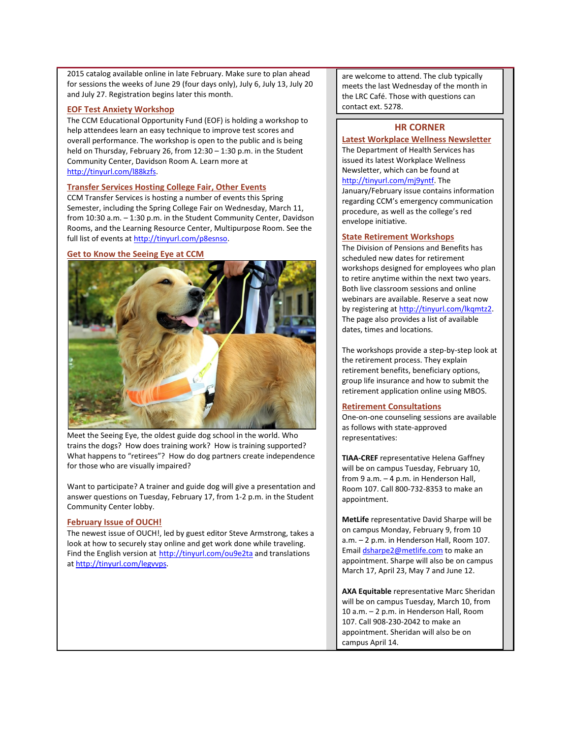2015 catalog available online in late February. Make sure to plan ahead for sessions the weeks of June 29 (four days only), July 6, July 13, July 20 and July 27. Registration begins later this month.

### EOF Test Anxiety Workshop

The CCM Educational Opportunity Fund (EOF) is holding a workshop to help attendees learn an easy technique to improve test scores and overall performance. The workshop is open to the public and is being held on Thursday, February 26, from 12:30 – 1:30 p.m. in the Student Community Center, Davidson Room A. Learn more at http://tinyurl.com/l88kzfs.

### Transfer Services Hosting College Fair, Other Events

CCM Transfer Services is hosting a number of events this Spring Semester, including the Spring College Fair on Wednesday, March 11, from 10:30 a.m. – 1:30 p.m. in the Student Community Center, Davidson Rooms, and the Learning Resource Center, Multipurpose Room. See the full list of events at http://tinyurl.com/p8esnso.

### Get to Know the Seeing Eye at CCM

Meet the Seeing Eye, the oldest guide dog school in the world. Who trains the dogs? How does training work? How is training supported? What happens to "retirees"? How do dog partners create independence for those who are visually impaired?

Want to participate? A trainer and guide dog will give a presentation and answer questions on Tuesday, February 17, from 1-2 p.m. in the Student Community Center lobby.

### February Issue of OUCH!

The newest issue of OUCH!, led by guest editor Steve Armstrong, takes a look at how to securely stay online and get work done while traveling. Find the English version at http://tinyurl.com/ou9e2ta and translations at http://tinyurl.com/legvvps.

are welcome to attend. The club typically meets the last Wednesday of the month in the LRC Café. Those with questions can contact ext. 5278.

## HR CORNER

### Latest Workplace Wellness Newsletter

The Department of Health Services has issued its latest Workplace Wellness Newsletter, which can be found at http://tinyurl.com/mj9yntf. The January/February issue contains information regarding CCM's emergency communication procedure, as well as the college's red envelope initiative.

### State Retirement Workshops

The Division of Pensions and Benefits has scheduled new dates for retirement workshops designed for employees who plan to retire anytime within the next two years. Both live classroom sessions and online webinars are available. Reserve a seat now by registering at http://tinyurl.com/lkqmtz2. The page also provides a list of available dates, times and locations.

The workshops provide a step-by-step look at the retirement process. They explain retirement benefits, beneficiary options, group life insurance and how to submit the retirement application online using MBOS.

### Retirement Consultations

One-on-one counseling sessions are available as follows with state-approved representatives:

**TIAA-CREF** representative Helena Gaffney will be on campus Tuesday, February 10, from 9 a.m. – 4 p.m. in Henderson Hall, Room 107. Call 800-732-8353 to make an appointment.

**MetLife** representative David Sharpe will be on campus Monday, February 9, from 10 a.m. – 2 p.m. in Henderson Hall, Room 107. Email dsharpe2@metlife.com to make an appointment. Sharpe will also be on campus March 17, April 23, May 7 and June 12.

**AXA Equitable** representative Marc Sheridan will be on campus Tuesday, March 10, from 10 a.m. – 2 p.m. in Henderson Hall, Room 107. Call 908-230-2042 to make an appointment. Sheridan will also be on campus April 14.